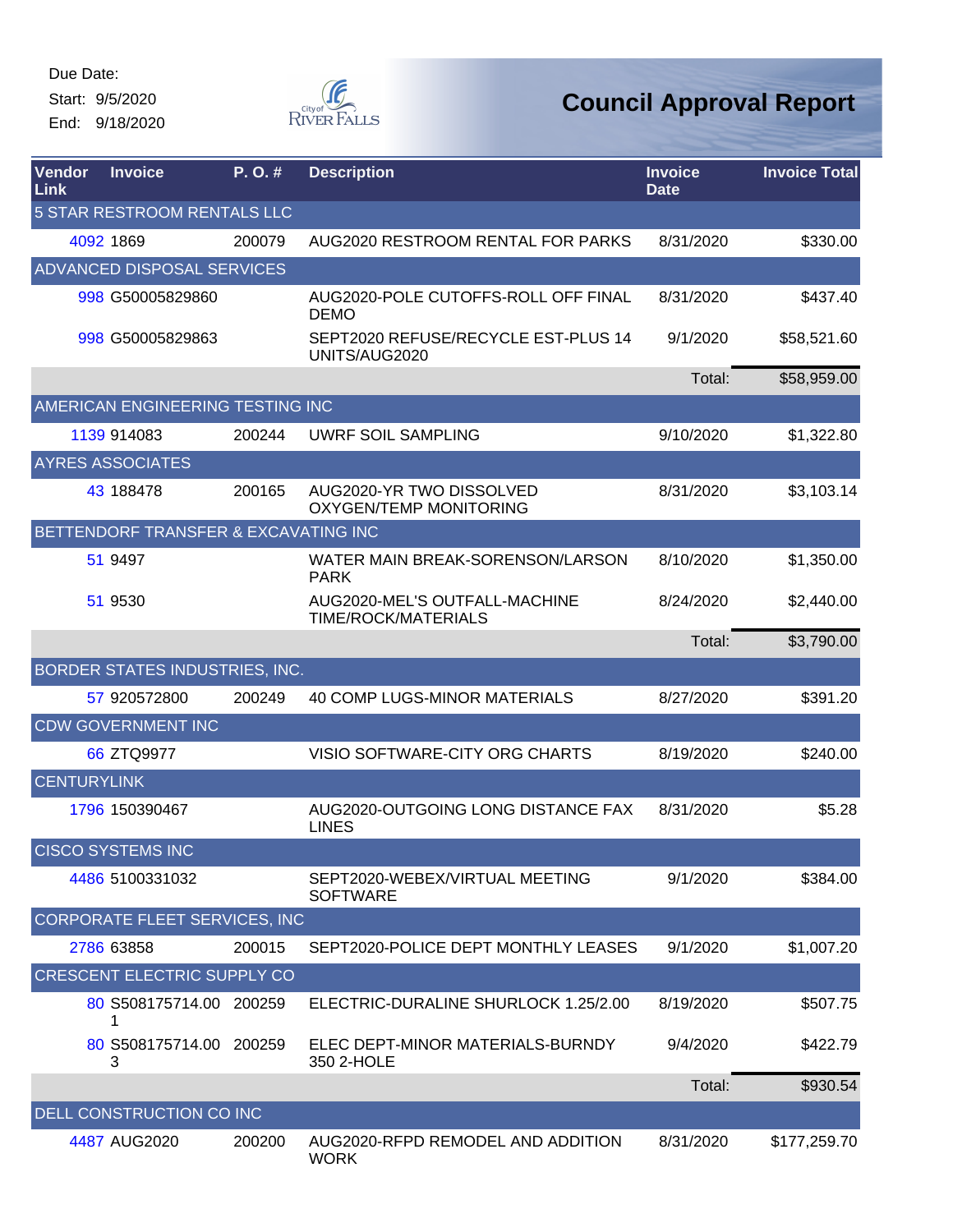Due Date:

Start: 9/5/2020

End: 9/18/2020

# Council Approval Report

| Vendor Link | Invoice | P. O. # | Description | Invoice Date | Invoice Total |
|---|---|---|---|---|---|
| 5 STAR RESTROOM RENTALS LLC | | | | | |
| 4092 | 1869 | 200079 | AUG2020 RESTROOM RENTAL FOR PARKS | 8/31/2020 | $330.00 |
| ADVANCED DISPOSAL SERVICES | | | | | |
| 998 | G50005829860 | | AUG2020-POLE CUTOFFS-ROLL OFF FINAL DEMO | 8/31/2020 | $437.40 |
| 998 | G50005829863 | | SEPT2020 REFUSE/RECYCLE EST-PLUS 14 UNITS/AUG2020 | 9/1/2020 | $58,521.60 |
| | | | | Total: | $58,959.00 |
| AMERICAN ENGINEERING TESTING INC | | | | | |
| 1139 | 914083 | 200244 | UWRF SOIL SAMPLING | 9/10/2020 | $1,322.80 |
| AYRES ASSOCIATES | | | | | |
| 43 | 188478 | 200165 | AUG2020-YR TWO DISSOLVED OXYGEN/TEMP MONITORING | 8/31/2020 | $3,103.14 |
| BETTENDORF TRANSFER & EXCAVATING INC | | | | | |
| 51 | 9497 | | WATER MAIN BREAK-SORENSON/LARSON PARK | 8/10/2020 | $1,350.00 |
| 51 | 9530 | | AUG2020-MEL'S OUTFALL-MACHINE TIME/ROCK/MATERIALS | 8/24/2020 | $2,440.00 |
| | | | | Total: | $3,790.00 |
| BORDER STATES INDUSTRIES, INC. | | | | | |
| 57 | 920572800 | 200249 | 40 COMP LUGS-MINOR MATERIALS | 8/27/2020 | $391.20 |
| CDW GOVERNMENT INC | | | | | |
| 66 | ZTQ9977 | | VISIO SOFTWARE-CITY ORG CHARTS | 8/19/2020 | $240.00 |
| CENTURYLINK | | | | | |
| 1796 | 150390467 | | AUG2020-OUTGOING LONG DISTANCE FAX LINES | 8/31/2020 | $5.28 |
| CISCO SYSTEMS INC | | | | | |
| 4486 | 5100331032 | | SEPT2020-WEBEX/VIRTUAL MEETING SOFTWARE | 9/1/2020 | $384.00 |
| CORPORATE FLEET SERVICES, INC | | | | | |
| 2786 | 63858 | 200015 | SEPT2020-POLICE DEPT MONTHLY LEASES | 9/1/2020 | $1,007.20 |
| CRESCENT ELECTRIC SUPPLY CO | | | | | |
| 80 | S508175714.001 | 200259 | ELECTRIC-DURALINE SHURLOCK 1.25/2.00 | 8/19/2020 | $507.75 |
| 80 | S508175714.003 | 200259 | ELEC DEPT-MINOR MATERIALS-BURNDY 350 2-HOLE | 9/4/2020 | $422.79 |
| | | | | Total: | $930.54 |
| DELL CONSTRUCTION CO INC | | | | | |
| 4487 | AUG2020 | 200200 | AUG2020-RFPD REMODEL AND ADDITION WORK | 8/31/2020 | $177,259.70 |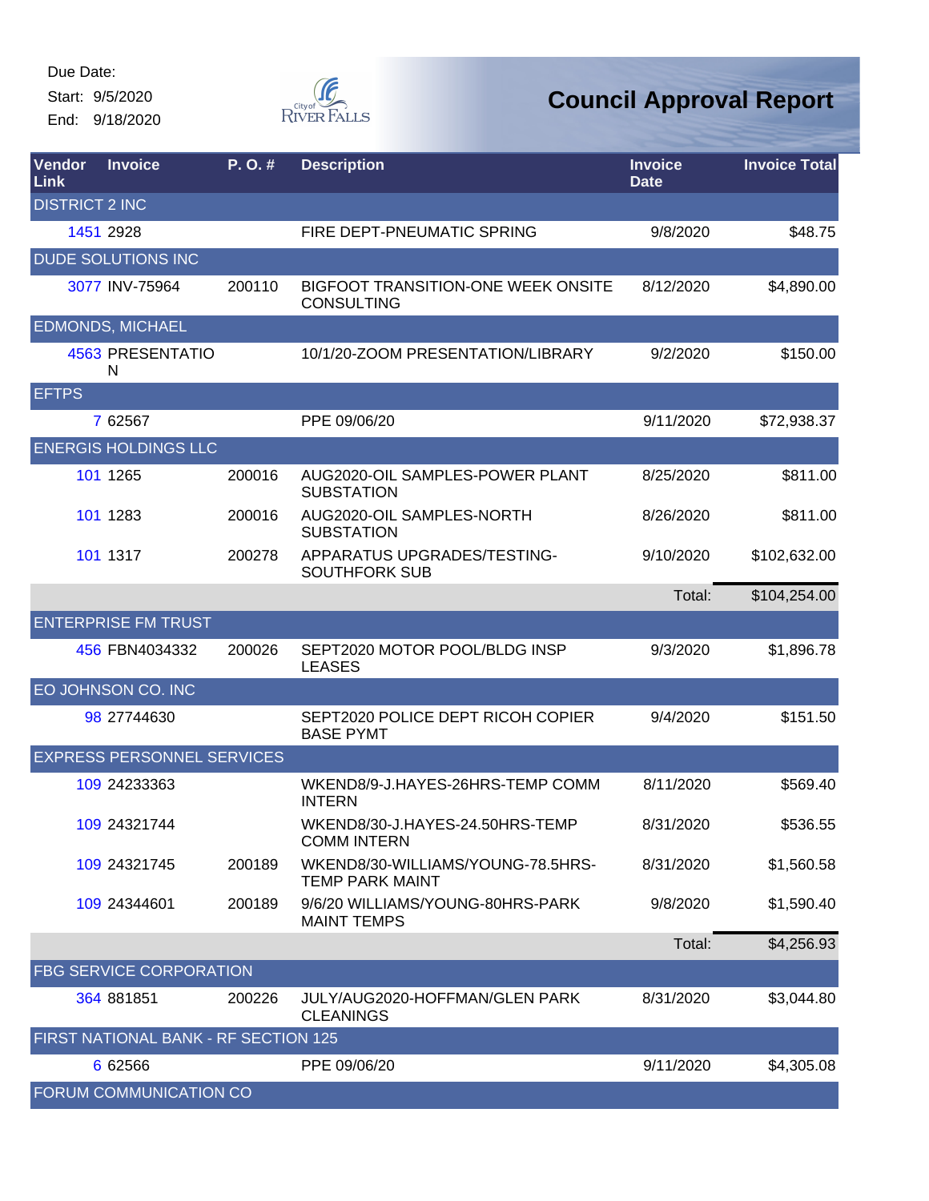Due Date:
Start: 9/5/2020
End: 9/18/2020

# Council Approval Report

| Vendor Link | Invoice | P. O. # | Description | Invoice Date | Invoice Total |
|---|---|---|---|---|---|
| DISTRICT 2 INC | | | | | |
| 1451 | 2928 | | FIRE DEPT-PNEUMATIC SPRING | 9/8/2020 | $48.75 |
| DUDE SOLUTIONS INC | | | | | |
| 3077 | INV-75964 | 200110 | BIGFOOT TRANSITION-ONE WEEK ONSITE CONSULTING | 8/12/2020 | $4,890.00 |
| EDMONDS, MICHAEL | | | | | |
| 4563 | PRESENTATION | | 10/1/20-ZOOM PRESENTATION/LIBRARY | 9/2/2020 | $150.00 |
| EFTPS | | | | | |
| 7 | 62567 | | PPE 09/06/20 | 9/11/2020 | $72,938.37 |
| ENERGIS HOLDINGS LLC | | | | | |
| 101 | 1265 | 200016 | AUG2020-OIL SAMPLES-POWER PLANT SUBSTATION | 8/25/2020 | $811.00 |
| 101 | 1283 | 200016 | AUG2020-OIL SAMPLES-NORTH SUBSTATION | 8/26/2020 | $811.00 |
| 101 | 1317 | 200278 | APPARATUS UPGRADES/TESTING-SOUTHFORK SUB | 9/10/2020 | $102,632.00 |
| | | | | Total: | $104,254.00 |
| ENTERPRISE FM TRUST | | | | | |
| 456 | FBN4034332 | 200026 | SEPT2020 MOTOR POOL/BLDG INSP LEASES | 9/3/2020 | $1,896.78 |
| EO JOHNSON CO. INC | | | | | |
| 98 | 27744630 | | SEPT2020 POLICE DEPT RICOH COPIER BASE PYMT | 9/4/2020 | $151.50 |
| EXPRESS PERSONNEL SERVICES | | | | | |
| 109 | 24233363 | | WKEND8/9-J.HAYES-26HRS-TEMP COMM INTERN | 8/11/2020 | $569.40 |
| 109 | 24321744 | | WKEND8/30-J.HAYES-24.50HRS-TEMP COMM INTERN | 8/31/2020 | $536.55 |
| 109 | 24321745 | 200189 | WKEND8/30-WILLIAMS/YOUNG-78.5HRS-TEMP PARK MAINT | 8/31/2020 | $1,560.58 |
| 109 | 24344601 | 200189 | 9/6/20 WILLIAMS/YOUNG-80HRS-PARK MAINT TEMPS | 9/8/2020 | $1,590.40 |
| | | | | Total: | $4,256.93 |
| FBG SERVICE CORPORATION | | | | | |
| 364 | 881851 | 200226 | JULY/AUG2020-HOFFMAN/GLEN PARK CLEANINGS | 8/31/2020 | $3,044.80 |
| FIRST NATIONAL BANK - RF SECTION 125 | | | | | |
| 6 | 62566 | | PPE 09/06/20 | 9/11/2020 | $4,305.08 |
| FORUM COMMUNICATION CO | | | | | |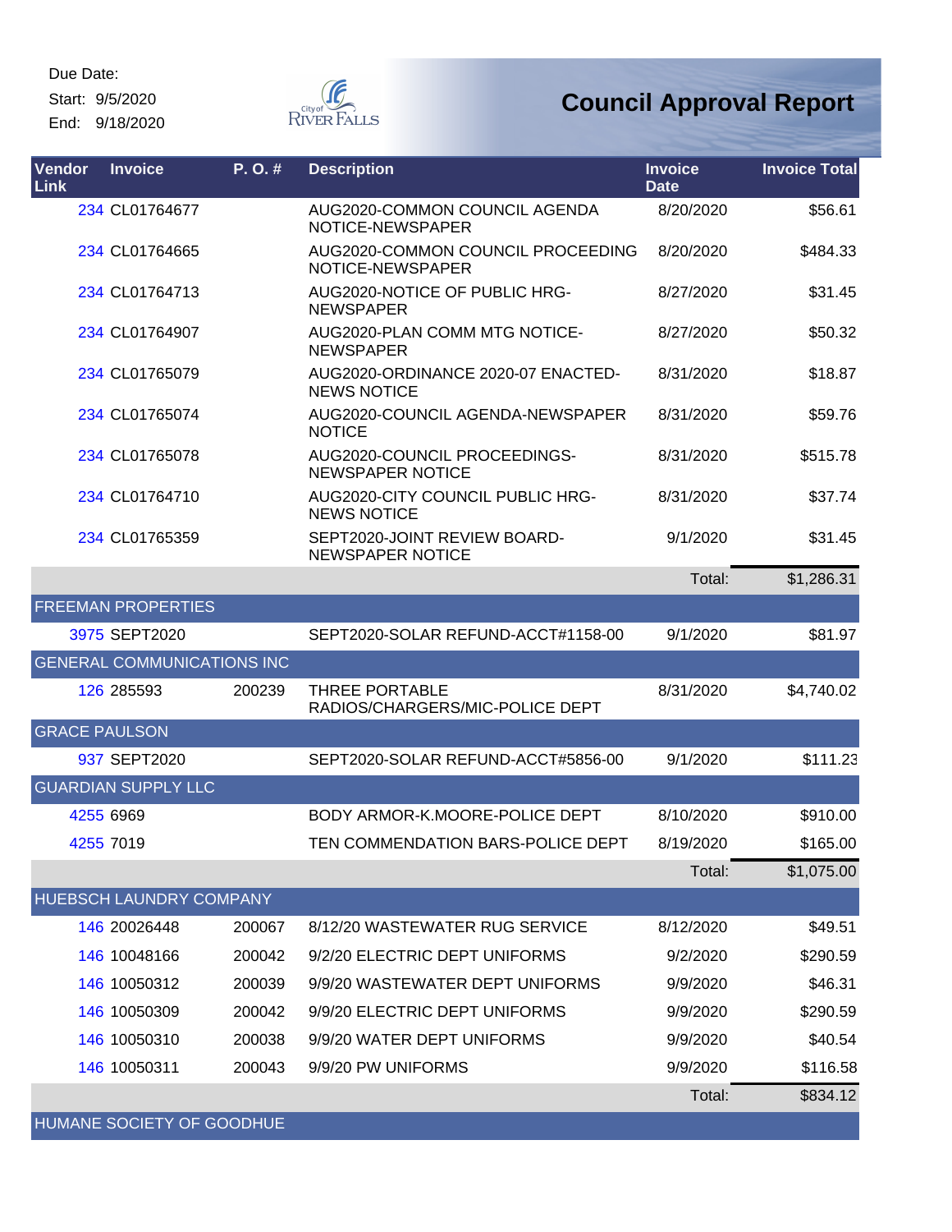Due Date:

Start: 9/5/2020

End: 9/18/2020

# Council Approval Report

| Vendor Link | Invoice | P. O. # | Description | Invoice Date | Invoice Total |
|---|---|---|---|---|---|
| 234 | CL01764677 | | AUG2020-COMMON COUNCIL AGENDA NOTICE-NEWSPAPER | 8/20/2020 | $56.61 |
| 234 | CL01764665 | | AUG2020-COMMON COUNCIL PROCEEDING NOTICE-NEWSPAPER | 8/20/2020 | $484.33 |
| 234 | CL01764713 | | AUG2020-NOTICE OF PUBLIC HRG-NEWSPAPER | 8/27/2020 | $31.45 |
| 234 | CL01764907 | | AUG2020-PLAN COMM MTG NOTICE-NEWSPAPER | 8/27/2020 | $50.32 |
| 234 | CL01765079 | | AUG2020-ORDINANCE 2020-07 ENACTED-NEWS NOTICE | 8/31/2020 | $18.87 |
| 234 | CL01765074 | | AUG2020-COUNCIL AGENDA-NEWSPAPER NOTICE | 8/31/2020 | $59.76 |
| 234 | CL01765078 | | AUG2020-COUNCIL PROCEEDINGS-NEWSPAPER NOTICE | 8/31/2020 | $515.78 |
| 234 | CL01764710 | | AUG2020-CITY COUNCIL PUBLIC HRG-NEWS NOTICE | 8/31/2020 | $37.74 |
| 234 | CL01765359 | | SEPT2020-JOINT REVIEW BOARD-NEWSPAPER NOTICE | 9/1/2020 | $31.45 |
| | | | | Total: | $1,286.31 |
| FREEMAN PROPERTIES | | | | | |
| 3975 | SEPT2020 | | SEPT2020-SOLAR REFUND-ACCT#1158-00 | 9/1/2020 | $81.97 |
| GENERAL COMMUNICATIONS INC | | | | | |
| 126 | 285593 | 200239 | THREE PORTABLE RADIOS/CHARGERS/MIC-POLICE DEPT | 8/31/2020 | $4,740.02 |
| GRACE PAULSON | | | | | |
| 937 | SEPT2020 | | SEPT2020-SOLAR REFUND-ACCT#5856-00 | 9/1/2020 | $111.23 |
| GUARDIAN SUPPLY LLC | | | | | |
| 4255 | 6969 | | BODY ARMOR-K.MOORE-POLICE DEPT | 8/10/2020 | $910.00 |
| 4255 | 7019 | | TEN COMMENDATION BARS-POLICE DEPT | 8/19/2020 | $165.00 |
| | | | | Total: | $1,075.00 |
| HUEBSCH LAUNDRY COMPANY | | | | | |
| 146 | 20026448 | 200067 | 8/12/20 WASTEWATER RUG SERVICE | 8/12/2020 | $49.51 |
| 146 | 10048166 | 200042 | 9/2/20 ELECTRIC DEPT UNIFORMS | 9/2/2020 | $290.59 |
| 146 | 10050312 | 200039 | 9/9/20 WASTEWATER DEPT UNIFORMS | 9/9/2020 | $46.31 |
| 146 | 10050309 | 200042 | 9/9/20 ELECTRIC DEPT UNIFORMS | 9/9/2020 | $290.59 |
| 146 | 10050310 | 200038 | 9/9/20 WATER DEPT UNIFORMS | 9/9/2020 | $40.54 |
| 146 | 10050311 | 200043 | 9/9/20 PW UNIFORMS | 9/9/2020 | $116.58 |
| | | | | Total: | $834.12 |
| HUMANE SOCIETY OF GOODHUE | | | | | |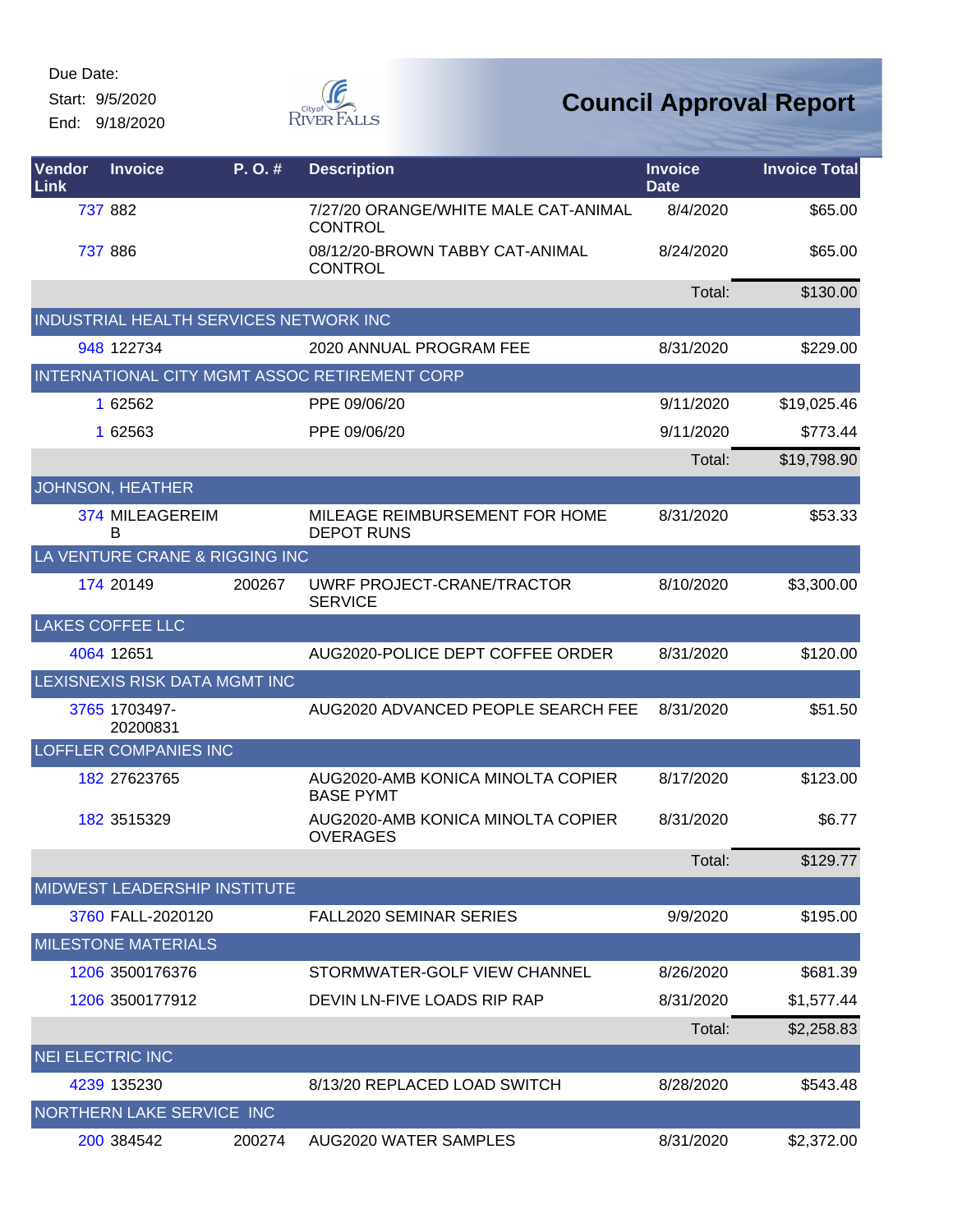Due Date:

Start: 9/5/2020

End: 9/18/2020

# Council Approval Report

| Vendor Link | Invoice | P. O. # | Description | Invoice Date | Invoice Total |
|---|---|---|---|---|---|
| 737 | 882 | | 7/27/20 ORANGE/WHITE MALE CAT-ANIMAL CONTROL | 8/4/2020 | $65.00 |
| 737 | 886 | | 08/12/20-BROWN TABBY CAT-ANIMAL CONTROL | 8/24/2020 | $65.00 |
| | | | | Total: | $130.00 |
| INDUSTRIAL HEALTH SERVICES NETWORK INC | | | | | |
| 948 | 122734 | | 2020 ANNUAL PROGRAM FEE | 8/31/2020 | $229.00 |
| INTERNATIONAL CITY MGMT ASSOC RETIREMENT CORP | | | | | |
| 1 | 62562 | | PPE 09/06/20 | 9/11/2020 | $19,025.46 |
| 1 | 62563 | | PPE 09/06/20 | 9/11/2020 | $773.44 |
| | | | | Total: | $19,798.90 |
| JOHNSON, HEATHER | | | | | |
| 374 | MILEAGEREIMB | | MILEAGE REIMBURSEMENT FOR HOME DEPOT RUNS | 8/31/2020 | $53.33 |
| LA VENTURE CRANE & RIGGING INC | | | | | |
| 174 | 20149 | 200267 | UWRF PROJECT-CRANE/TRACTOR SERVICE | 8/10/2020 | $3,300.00 |
| LAKES COFFEE LLC | | | | | |
| 4064 | 12651 | | AUG2020-POLICE DEPT COFFEE ORDER | 8/31/2020 | $120.00 |
| LEXISNEXIS RISK DATA MGMT INC | | | | | |
| 3765 | 1703497-20200831 | | AUG2020 ADVANCED PEOPLE SEARCH FEE | 8/31/2020 | $51.50 |
| LOFFLER COMPANIES INC | | | | | |
| 182 | 27623765 | | AUG2020-AMB KONICA MINOLTA COPIER BASE PYMT | 8/17/2020 | $123.00 |
| 182 | 3515329 | | AUG2020-AMB KONICA MINOLTA COPIER OVERAGES | 8/31/2020 | $6.77 |
| | | | | Total: | $129.77 |
| MIDWEST LEADERSHIP INSTITUTE | | | | | |
| 3760 | FALL-2020120 | | FALL2020 SEMINAR SERIES | 9/9/2020 | $195.00 |
| MILESTONE MATERIALS | | | | | |
| 1206 | 3500176376 | | STORMWATER-GOLF VIEW CHANNEL | 8/26/2020 | $681.39 |
| 1206 | 3500177912 | | DEVIN LN-FIVE LOADS RIP RAP | 8/31/2020 | $1,577.44 |
| | | | | Total: | $2,258.83 |
| NEI ELECTRIC INC | | | | | |
| 4239 | 135230 | | 8/13/20 REPLACED LOAD SWITCH | 8/28/2020 | $543.48 |
| NORTHERN LAKE SERVICE INC | | | | | |
| 200 | 384542 | 200274 | AUG2020 WATER SAMPLES | 8/31/2020 | $2,372.00 |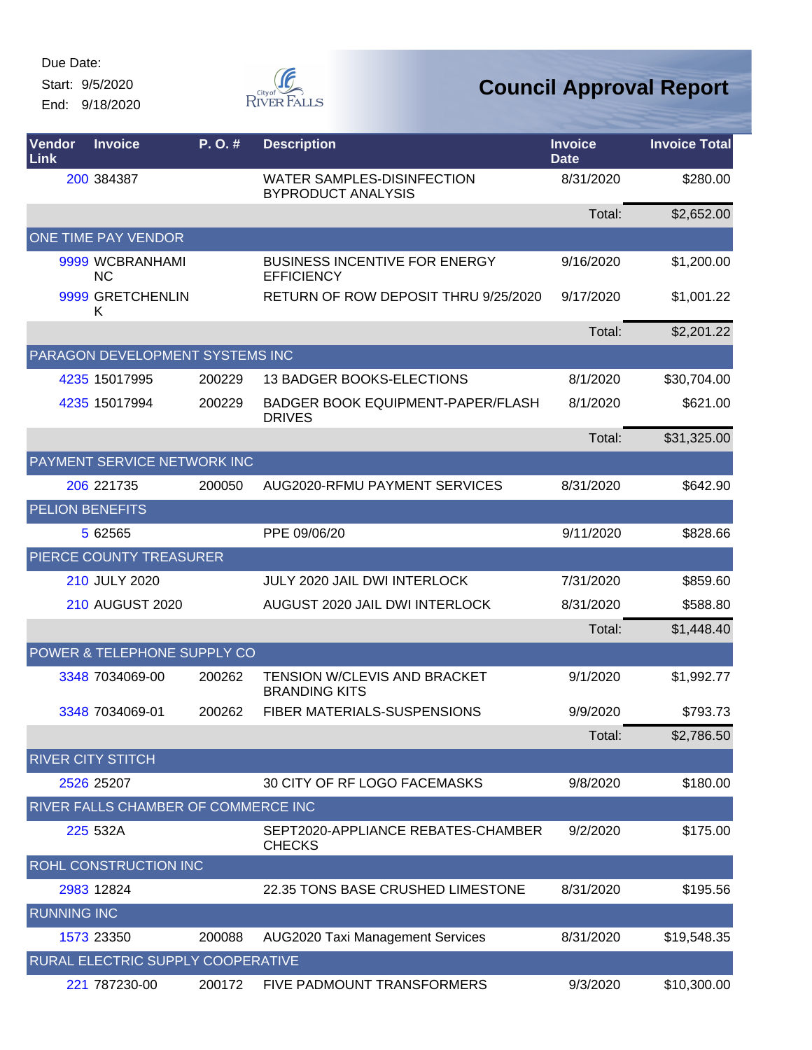Due Date:

Start: 9/5/2020

End: 9/18/2020

# Council Approval Report

| Vendor Link | Invoice | P. O. # | Description | Invoice Date | Invoice Total |
|---|---|---|---|---|---|
| 200 | 384387 | | WATER SAMPLES-DISINFECTION BYPRODUCT ANALYSIS | 8/31/2020 | $280.00 |
| | | | | Total: | $2,652.00 |
| ONE TIME PAY VENDOR | | | | | |
| 9999 | WCBRANHAMINC | | BUSINESS INCENTIVE FOR ENERGY EFFICIENCY | 9/16/2020 | $1,200.00 |
| 9999 | GRETCHENLINK | | RETURN OF ROW DEPOSIT THRU 9/25/2020 | 9/17/2020 | $1,001.22 |
| | | | | Total: | $2,201.22 |
| PARAGON DEVELOPMENT SYSTEMS INC | | | | | |
| 4235 | 15017995 | 200229 | 13 BADGER BOOKS-ELECTIONS | 8/1/2020 | $30,704.00 |
| 4235 | 15017994 | 200229 | BADGER BOOK EQUIPMENT-PAPER/FLASH DRIVES | 8/1/2020 | $621.00 |
| | | | | Total: | $31,325.00 |
| PAYMENT SERVICE NETWORK INC | | | | | |
| 206 | 221735 | 200050 | AUG2020-RFMU PAYMENT SERVICES | 8/31/2020 | $642.90 |
| PELION BENEFITS | | | | | |
| 5 | 62565 | | PPE 09/06/20 | 9/11/2020 | $828.66 |
| PIERCE COUNTY TREASURER | | | | | |
| 210 | JULY 2020 | | JULY 2020 JAIL DWI INTERLOCK | 7/31/2020 | $859.60 |
| 210 | AUGUST 2020 | | AUGUST 2020 JAIL DWI INTERLOCK | 8/31/2020 | $588.80 |
| | | | | Total: | $1,448.40 |
| POWER & TELEPHONE SUPPLY CO | | | | | |
| 3348 | 7034069-00 | 200262 | TENSION W/CLEVIS AND BRACKET BRANDING KITS | 9/1/2020 | $1,992.77 |
| 3348 | 7034069-01 | 200262 | FIBER MATERIALS-SUSPENSIONS | 9/9/2020 | $793.73 |
| | | | | Total: | $2,786.50 |
| RIVER CITY STITCH | | | | | |
| 2526 | 25207 | | 30 CITY OF RF LOGO FACEMASKS | 9/8/2020 | $180.00 |
| RIVER FALLS CHAMBER OF COMMERCE INC | | | | | |
| 225 | 532A | | SEPT2020-APPLIANCE REBATES-CHAMBER CHECKS | 9/2/2020 | $175.00 |
| ROHL CONSTRUCTION INC | | | | | |
| 2983 | 12824 | | 22.35 TONS BASE CRUSHED LIMESTONE | 8/31/2020 | $195.56 |
| RUNNING INC | | | | | |
| 1573 | 23350 | 200088 | AUG2020 Taxi Management Services | 8/31/2020 | $19,548.35 |
| RURAL ELECTRIC SUPPLY COOPERATIVE | | | | | |
| 221 | 787230-00 | 200172 | FIVE PADMOUNT TRANSFORMERS | 9/3/2020 | $10,300.00 |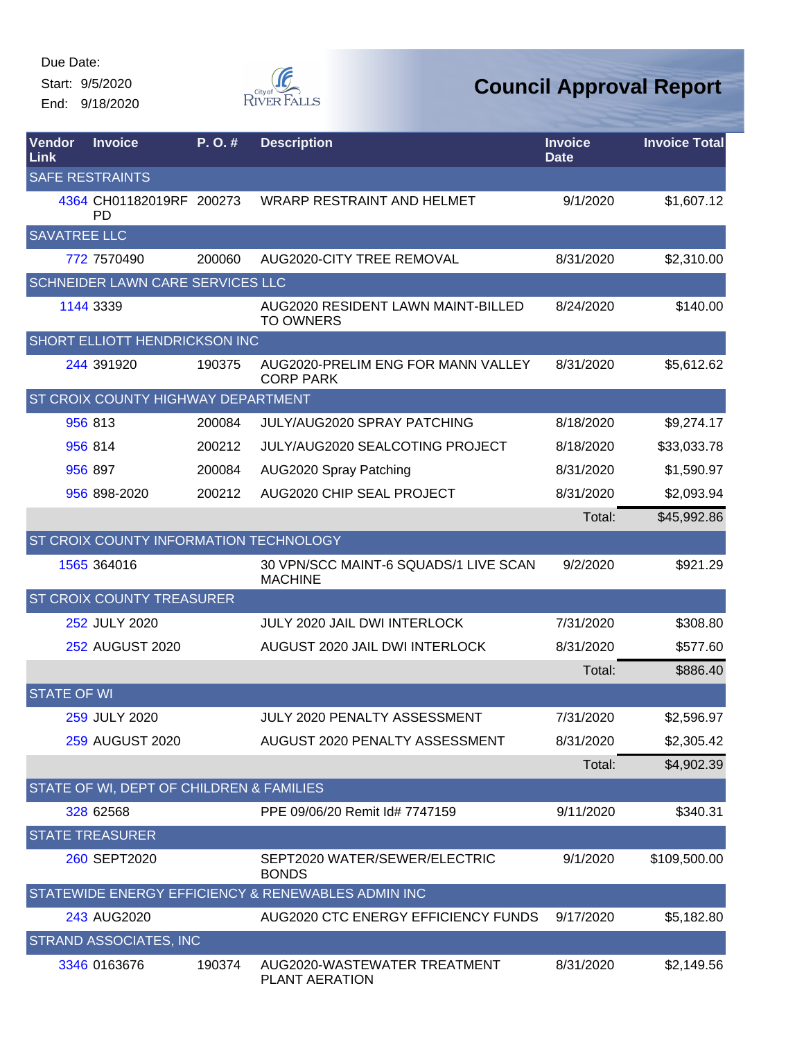Due Date:
Start: 9/5/2020
End: 9/18/2020

City of River Falls

# Council Approval Report

| Vendor Link | Invoice | P. O. # | Description | Invoice Date | Invoice Total |
|---|---|---|---|---|---|
| SAFE RESTRAINTS | | | | | |
| 4364 | CH01182019RF PD | 200273 | WRARP RESTRAINT AND HELMET | 9/1/2020 | $1,607.12 |
| SAVATREE LLC | | | | | |
| 772 | 7570490 | 200060 | AUG2020-CITY TREE REMOVAL | 8/31/2020 | $2,310.00 |
| SCHNEIDER LAWN CARE SERVICES LLC | | | | | |
| 1144 | 3339 | | AUG2020 RESIDENT LAWN MAINT-BILLED TO OWNERS | 8/24/2020 | $140.00 |
| SHORT ELLIOTT HENDRICKSON INC | | | | | |
| 244 | 391920 | 190375 | AUG2020-PRELIM ENG FOR MANN VALLEY CORP PARK | 8/31/2020 | $5,612.62 |
| ST CROIX COUNTY HIGHWAY DEPARTMENT | | | | | |
| 956 | 813 | 200084 | JULY/AUG2020 SPRAY PATCHING | 8/18/2020 | $9,274.17 |
| 956 | 814 | 200212 | JULY/AUG2020 SEALCOTING PROJECT | 8/18/2020 | $33,033.78 |
| 956 | 897 | 200084 | AUG2020 Spray Patching | 8/31/2020 | $1,590.97 |
| 956 | 898-2020 | 200212 | AUG2020 CHIP SEAL PROJECT | 8/31/2020 | $2,093.94 |
| | | | | Total: | $45,992.86 |
| ST CROIX COUNTY INFORMATION TECHNOLOGY | | | | | |
| 1565 | 364016 | | 30 VPN/SCC MAINT-6 SQUADS/1 LIVE SCAN MACHINE | 9/2/2020 | $921.29 |
| ST CROIX COUNTY TREASURER | | | | | |
| 252 | JULY 2020 | | JULY 2020 JAIL DWI INTERLOCK | 7/31/2020 | $308.80 |
| 252 | AUGUST 2020 | | AUGUST 2020 JAIL DWI INTERLOCK | 8/31/2020 | $577.60 |
| | | | | Total: | $886.40 |
| STATE OF WI | | | | | |
| 259 | JULY 2020 | | JULY 2020 PENALTY ASSESSMENT | 7/31/2020 | $2,596.97 |
| 259 | AUGUST 2020 | | AUGUST 2020 PENALTY ASSESSMENT | 8/31/2020 | $2,305.42 |
| | | | | Total: | $4,902.39 |
| STATE OF WI, DEPT OF CHILDREN & FAMILIES | | | | | |
| 328 | 62568 | | PPE 09/06/20 Remit Id# 7747159 | 9/11/2020 | $340.31 |
| STATE TREASURER | | | | | |
| 260 | SEPT2020 | | SEPT2020 WATER/SEWER/ELECTRIC BONDS | 9/1/2020 | $109,500.00 |
| STATEWIDE ENERGY EFFICIENCY & RENEWABLES ADMIN INC | | | | | |
| 243 | AUG2020 | | AUG2020 CTC ENERGY EFFICIENCY FUNDS | 9/17/2020 | $5,182.80 |
| STRAND ASSOCIATES, INC | | | | | |
| 3346 | 0163676 | 190374 | AUG2020-WASTEWATER TREATMENT PLANT AERATION | 8/31/2020 | $2,149.56 |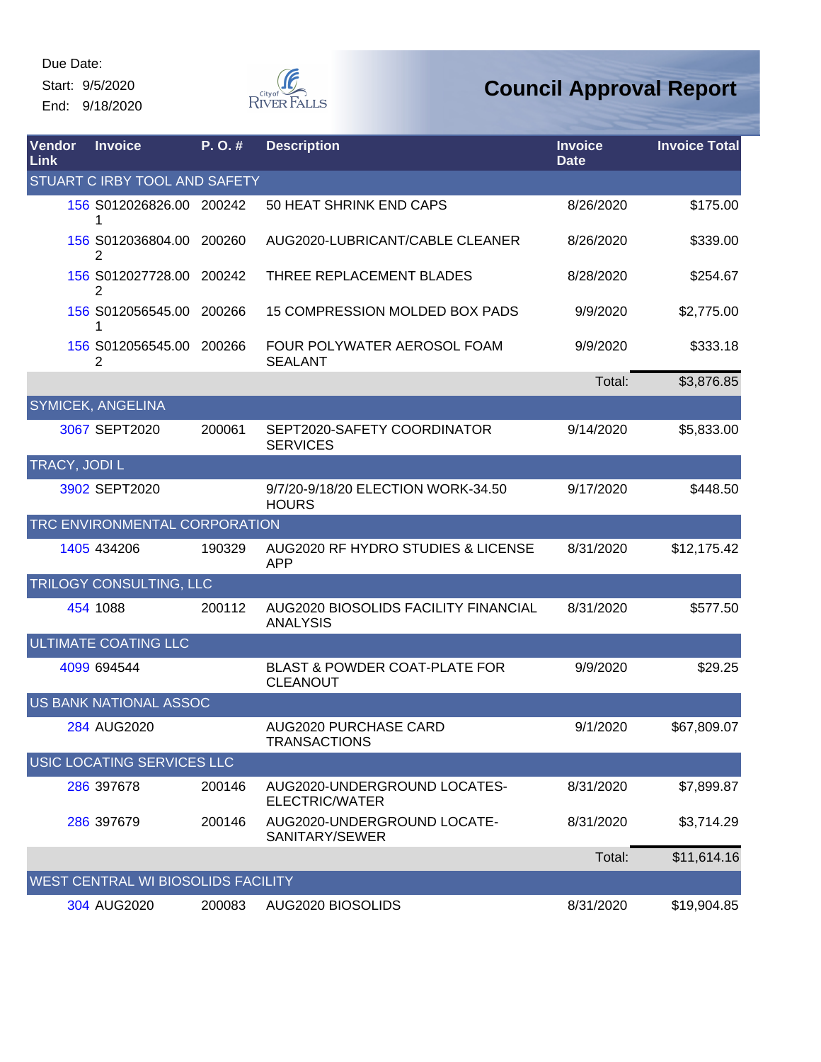Due Date:
Start: 9/5/2020
End: 9/18/2020

City of River Falls

# Council Approval Report

| Vendor Link | Invoice | P. O. # | Description | Invoice Date | Invoice Total |
|---|---|---|---|---|---|
| STUART C IRBY TOOL AND SAFETY | | | | | |
| 156 | S012026826.001 | 200242 | 50 HEAT SHRINK END CAPS | 8/26/2020 | $175.00 |
| 156 | S012036804.002 | 200260 | AUG2020-LUBRICANT/CABLE CLEANER | 8/26/2020 | $339.00 |
| 156 | S012027728.002 | 200242 | THREE REPLACEMENT BLADES | 8/28/2020 | $254.67 |
| 156 | S012056545.001 | 200266 | 15 COMPRESSION MOLDED BOX PADS | 9/9/2020 | $2,775.00 |
| 156 | S012056545.002 | 200266 | FOUR POLYWATER AEROSOL FOAM SEALANT | 9/9/2020 | $333.18 |
| | | | | Total: | $3,876.85 |
| SYMICEK, ANGELINA | | | | | |
| 3067 | SEPT2020 | 200061 | SEPT2020-SAFETY COORDINATOR SERVICES | 9/14/2020 | $5,833.00 |
| TRACY, JODI L | | | | | |
| 3902 | SEPT2020 | | 9/7/20-9/18/20 ELECTION WORK-34.50 HOURS | 9/17/2020 | $448.50 |
| TRC ENVIRONMENTAL CORPORATION | | | | | |
| 1405 | 434206 | 190329 | AUG2020 RF HYDRO STUDIES & LICENSE APP | 8/31/2020 | $12,175.42 |
| TRILOGY CONSULTING, LLC | | | | | |
| 454 | 1088 | 200112 | AUG2020 BIOSOLIDS FACILITY FINANCIAL ANALYSIS | 8/31/2020 | $577.50 |
| ULTIMATE COATING LLC | | | | | |
| 4099 | 694544 | | BLAST & POWDER COAT-PLATE FOR CLEANOUT | 9/9/2020 | $29.25 |
| US BANK NATIONAL ASSOC | | | | | |
| 284 | AUG2020 | | AUG2020 PURCHASE CARD TRANSACTIONS | 9/1/2020 | $67,809.07 |
| USIC LOCATING SERVICES LLC | | | | | |
| 286 | 397678 | 200146 | AUG2020-UNDERGROUND LOCATES-ELECTRIC/WATER | 8/31/2020 | $7,899.87 |
| 286 | 397679 | 200146 | AUG2020-UNDERGROUND LOCATE-SANITARY/SEWER | 8/31/2020 | $3,714.29 |
| | | | | Total: | $11,614.16 |
| WEST CENTRAL WI BIOSOLIDS FACILITY | | | | | |
| 304 | AUG2020 | 200083 | AUG2020 BIOSOLIDS | 8/31/2020 | $19,904.85 |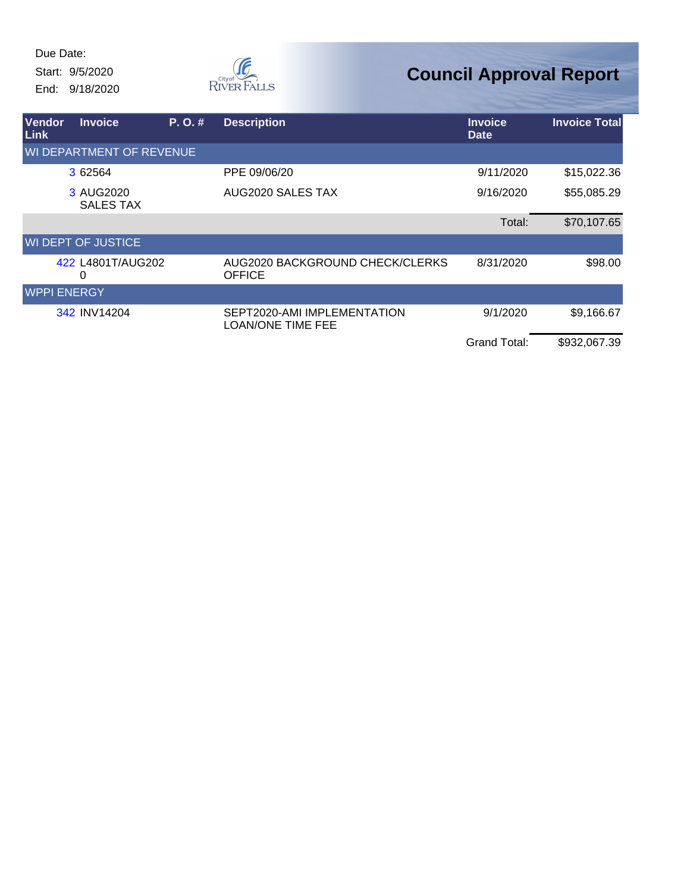Due Date:
Start: 9/5/2020
End: 9/18/2020

# Council Approval Report

| Vendor Link | Invoice | P. O. # | Description | Invoice Date | Invoice Total |
|---|---|---|---|---|---|
| WI DEPARTMENT OF REVENUE | | | | | |
| 3 | 62564 | | PPE 09/06/20 | 9/11/2020 | $15,022.36 |
| 3 | AUG2020 SALES TAX | | AUG2020 SALES TAX | 9/16/2020 | $55,085.29 |
| | | | | Total: | $70,107.65 |
| WI DEPT OF JUSTICE | | | | | |
| 422 | L4801T/AUG2020 | | AUG2020 BACKGROUND CHECK/CLERKS OFFICE | 8/31/2020 | $98.00 |
| WPPI ENERGY | | | | | |
| 342 | INV14204 | | SEPT2020-AMI IMPLEMENTATION LOAN/ONE TIME FEE | 9/1/2020 | $9,166.67 |
| | | | | Grand Total: | $932,067.39 |